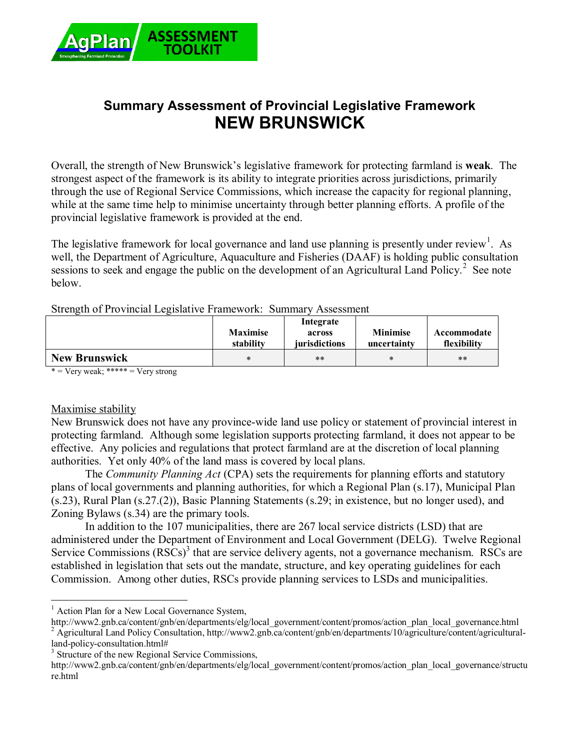# Summary Assessment of Provincial Legislative Framework

# NEW BRUNSWICK

Overall, the strength of New Brunswick's legislative framework for protecting farmland is **weak**. The strongest aspect of the framework is its ability to integrate priorities across jurisdictions, primarily through the use of Regional Service Commissions, which increase the capacity for regional planning, while at the same time help to minimise uncertainty through better planning efforts. A profile of the provincial legislative framework is provided at the end.

The legislative framework for local governance and land use planning is presently under review[1]. As well, the Department of Agriculture, Aquaculture and Fisheries (DAAF) is holding public consultation sessions to seek and engage the public on the development of an Agricultural Land Policy.[2] See note below.

Strength of Provincial Legislative Framework: Summary Assessment

| | Maximise stability | Integrate across jurisdictions | Minimise uncertainty | Accommodate flexibility |
|---|---|---|---|---|
| **New Brunswick** | * | ** | * | ** |

* = Very weak; ***** = Very strong

## Maximise stability

New Brunswick does not have any province-wide land use policy or statement of provincial interest in protecting farmland. Although some legislation supports protecting farmland, it does not appear to be effective. Any policies and regulations that protect farmland are at the discretion of local planning authorities. Yet only 40% of the land mass is covered by local plans.

The *Community Planning Act* (CPA) sets the requirements for planning efforts and statutory plans of local governments and planning authorities, for which a Regional Plan (s.17), Municipal Plan (s.23), Rural Plan (s.27.(2)), Basic Planning Statements (s.29; in existence, but no longer used), and Zoning Bylaws (s.34) are the primary tools.

In addition to the 107 municipalities, there are 267 local service districts (LSD) that are administered under the Department of Environment and Local Government (DELG). Twelve Regional Service Commissions (RSCs)[3] that are service delivery agents, not a governance mechanism. RSCs are established in legislation that sets out the mandate, structure, and key operating guidelines for each Commission. Among other duties, RSCs provide planning services to LSDs and municipalities.

---

[1] Action Plan for a New Local Governance System, http://www2.gnb.ca/content/gnb/en/departments/elg/local_government/content/promos/action_plan_local_governance.html

[2] Agricultural Land Policy Consultation, http://www2.gnb.ca/content/gnb/en/departments/10/agriculture/content/agricultural-land-policy-consultation.html#

[3] Structure of the new Regional Service Commissions, http://www2.gnb.ca/content/gnb/en/departments/elg/local_government/content/promos/action_plan_local_governance/structure.html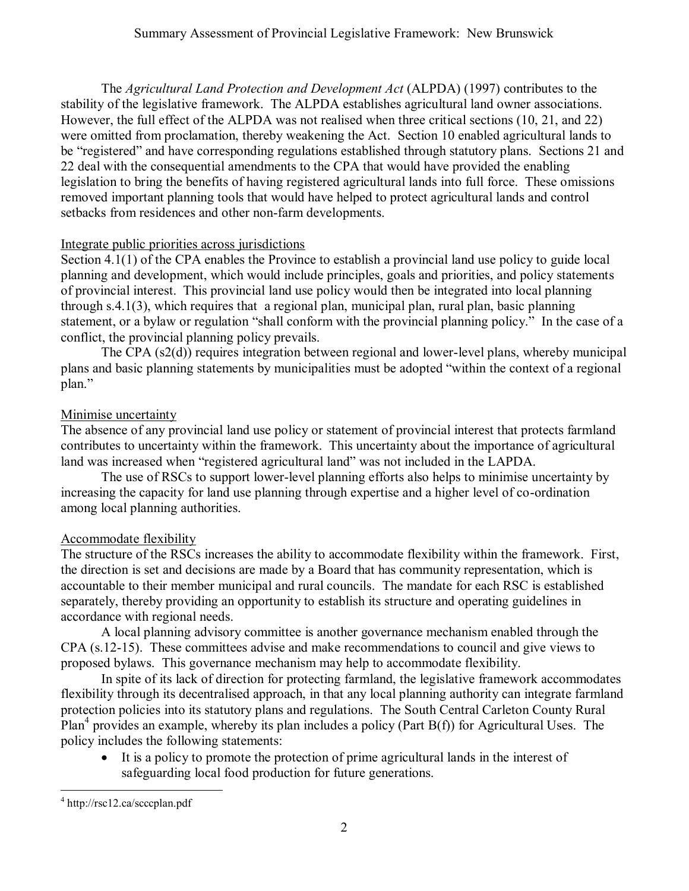The *Agricultural Land Protection and Development Act* (ALPDA) (1997) contributes to the stability of the legislative framework. The ALPDA establishes agricultural land owner associations. However, the full effect of the ALPDA was not realised when three critical sections (10, 21, and 22) were omitted from proclamation, thereby weakening the Act. Section 10 enabled agricultural lands to be "registered" and have corresponding regulations established through statutory plans. Sections 21 and 22 deal with the consequential amendments to the CPA that would have provided the enabling legislation to bring the benefits of having registered agricultural lands into full force. These omissions removed important planning tools that would have helped to protect agricultural lands and control setbacks from residences and other non-farm developments.

Integrate public priorities across jurisdictions

Section 4.1(1) of the CPA enables the Province to establish a provincial land use policy to guide local planning and development, which would include principles, goals and priorities, and policy statements of provincial interest. This provincial land use policy would then be integrated into local planning through s.4.1(3), which requires that a regional plan, municipal plan, rural plan, basic planning statement, or a bylaw or regulation "shall conform with the provincial planning policy." In the case of a conflict, the provincial planning policy prevails.

The CPA (s2(d)) requires integration between regional and lower-level plans, whereby municipal plans and basic planning statements by municipalities must be adopted "within the context of a regional plan."

Minimise uncertainty

The absence of any provincial land use policy or statement of provincial interest that protects farmland contributes to uncertainty within the framework. This uncertainty about the importance of agricultural land was increased when "registered agricultural land" was not included in the LAPDA.

The use of RSCs to support lower-level planning efforts also helps to minimise uncertainty by increasing the capacity for land use planning through expertise and a higher level of co-ordination among local planning authorities.

Accommodate flexibility

The structure of the RSCs increases the ability to accommodate flexibility within the framework. First, the direction is set and decisions are made by a Board that has community representation, which is accountable to their member municipal and rural councils. The mandate for each RSC is established separately, thereby providing an opportunity to establish its structure and operating guidelines in accordance with regional needs.

A local planning advisory committee is another governance mechanism enabled through the CPA (s.12-15). These committees advise and make recommendations to council and give views to proposed bylaws. This governance mechanism may help to accommodate flexibility.

In spite of its lack of direction for protecting farmland, the legislative framework accommodates flexibility through its decentralised approach, in that any local planning authority can integrate farmland protection policies into its statutory plans and regulations. The South Central Carleton County Rural Plan[4] provides an example, whereby its plan includes a policy (Part B(f)) for Agricultural Uses. The policy includes the following statements:

- It is a policy to promote the protection of prime agricultural lands in the interest of safeguarding local food production for future generations.

[4] http://rsc12.ca/scccplan.pdf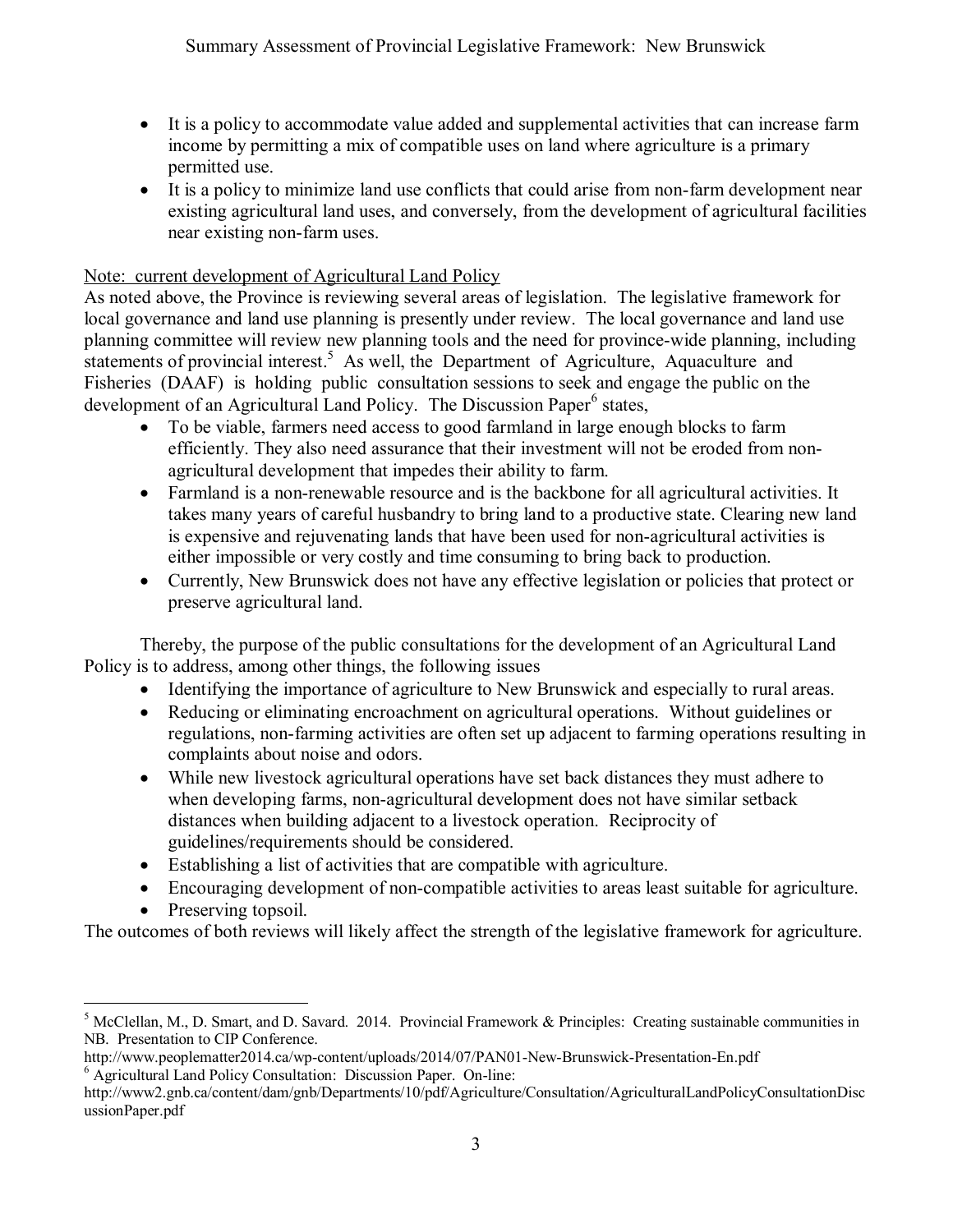- It is a policy to accommodate value added and supplemental activities that can increase farm income by permitting a mix of compatible uses on land where agriculture is a primary permitted use.
- It is a policy to minimize land use conflicts that could arise from non-farm development near existing agricultural land uses, and conversely, from the development of agricultural facilities near existing non-farm uses.

Note: current development of Agricultural Land Policy

As noted above, the Province is reviewing several areas of legislation. The legislative framework for local governance and land use planning is presently under review. The local governance and land use planning committee will review new planning tools and the need for province-wide planning, including statements of provincial interest.[5] As well, the Department of Agriculture, Aquaculture and Fisheries (DAAF) is holding public consultation sessions to seek and engage the public on the development of an Agricultural Land Policy. The Discussion Paper[6] states,

- To be viable, farmers need access to good farmland in large enough blocks to farm efficiently. They also need assurance that their investment will not be eroded from non-agricultural development that impedes their ability to farm.
- Farmland is a non-renewable resource and is the backbone for all agricultural activities. It takes many years of careful husbandry to bring land to a productive state. Clearing new land is expensive and rejuvenating lands that have been used for non-agricultural activities is either impossible or very costly and time consuming to bring back to production.
- Currently, New Brunswick does not have any effective legislation or policies that protect or preserve agricultural land.

Thereby, the purpose of the public consultations for the development of an Agricultural Land Policy is to address, among other things, the following issues

- Identifying the importance of agriculture to New Brunswick and especially to rural areas.
- Reducing or eliminating encroachment on agricultural operations. Without guidelines or regulations, non-farming activities are often set up adjacent to farming operations resulting in complaints about noise and odors.
- While new livestock agricultural operations have set back distances they must adhere to when developing farms, non-agricultural development does not have similar setback distances when building adjacent to a livestock operation. Reciprocity of guidelines/requirements should be considered.
- Establishing a list of activities that are compatible with agriculture.
- Encouraging development of non-compatible activities to areas least suitable for agriculture.
- Preserving topsoil.

The outcomes of both reviews will likely affect the strength of the legislative framework for agriculture.

---

[5] McClellan, M., D. Smart, and D. Savard. 2014. Provincial Framework & Principles: Creating sustainable communities in NB. Presentation to CIP Conference.
http://www.peoplematter2014.ca/wp-content/uploads/2014/07/PAN01-New-Brunswick-Presentation-En.pdf

[6] Agricultural Land Policy Consultation: Discussion Paper. On-line:
http://www2.gnb.ca/content/dam/gnb/Departments/10/pdf/Agriculture/Consultation/AgriculturalLandPolicyConsultationDiscussionPaper.pdf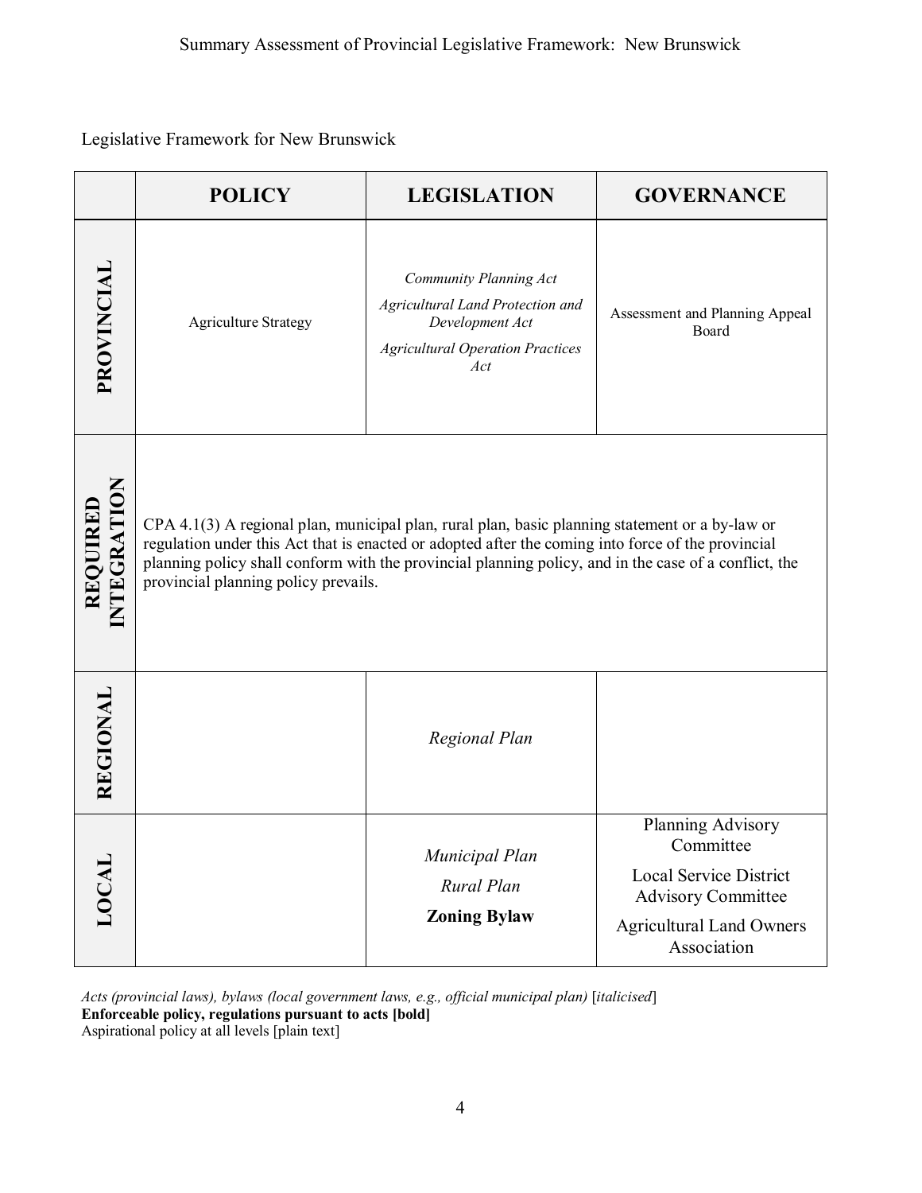Legislative Framework for New Brunswick

| | POLICY | LEGISLATION | GOVERNANCE |
|---|---|---|---|
| **PROVINCIAL** | Agriculture Strategy | *Community Planning Act*<br>*Agricultural Land Protection and Development Act*<br>*Agricultural Operation Practices Act* | Assessment and Planning Appeal Board |
| **REQUIRED INTEGRATION** | CPA 4.1(3) A regional plan, municipal plan, rural plan, basic planning statement or a by-law or regulation under this Act that is enacted or adopted after the coming into force of the provincial planning policy shall conform with the provincial planning policy, and in the case of a conflict, the provincial planning policy prevails. | | |
| **REGIONAL** | | *Regional Plan* | |
| **LOCAL** | | *Municipal Plan*<br>*Rural Plan*<br>**Zoning Bylaw** | Planning Advisory Committee<br>Local Service District Advisory Committee<br>Agricultural Land Owners Association |

*Acts (provincial laws), bylaws (local government laws, e.g., official municipal plan)* [*italicised*]
**Enforceable policy, regulations pursuant to acts [bold]**
Aspirational policy at all levels [plain text]